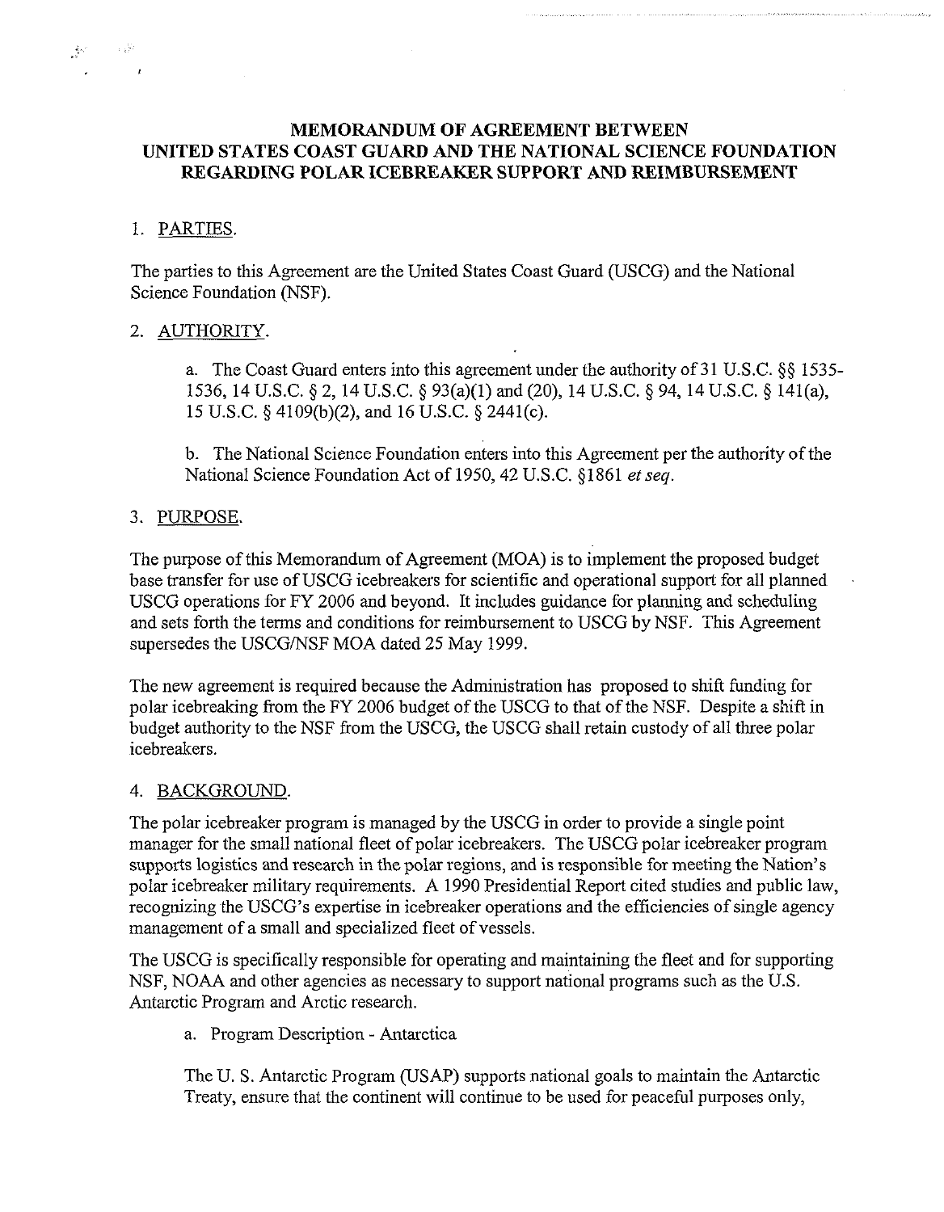# MEMORANDUM OF AGREEMENT BETWEEN UNITED STATES COAST GUARD AND THE NATIONAL SCIENCE FOUNDATION REGARDING POLAR ICEBREAKER SUPPORT AND REIMBURSEMENT

1. PARTIES.

The parties to this Agreement are the United States Coast Guard (USCG) and the National Science Foundation (NSF).

2. AUTHORITY.

   a. The Coast Guard enters into this agreement under the authority of 31 U.S.C. §§ 1535-1536, 14 U.S.C. § 2, 14 U.S.C. § 93(a)(1) and (20), 14 U.S.C. § 94, 14 U.S.C. § 141(a), 15 U.S.C. § 4109(b)(2), and 16 U.S.C. § 2441(c).

   b. The National Science Foundation enters into this Agreement per the authority of the National Science Foundation Act of 1950, 42 U.S.C. §1861 *et seq.*

3. PURPOSE.

The purpose of this Memorandum of Agreement (MOA) is to implement the proposed budget base transfer for use of USCG icebreakers for scientific and operational support for all planned USCG operations for FY 2006 and beyond. It includes guidance for planning and scheduling and sets forth the terms and conditions for reimbursement to USCG by NSF. This Agreement supersedes the USCG/NSF MOA dated 25 May 1999.

The new agreement is required because the Administration has proposed to shift funding for polar icebreaking from the FY 2006 budget of the USCG to that of the NSF. Despite a shift in budget authority to the NSF from the USCG, the USCG shall retain custody of all three polar icebreakers.

4. BACKGROUND.

The polar icebreaker program is managed by the USCG in order to provide a single point manager for the small national fleet of polar icebreakers. The USCG polar icebreaker program supports logistics and research in the polar regions, and is responsible for meeting the Nation's polar icebreaker military requirements. A 1990 Presidential Report cited studies and public law, recognizing the USCG's expertise in icebreaker operations and the efficiencies of single agency management of a small and specialized fleet of vessels.

The USCG is specifically responsible for operating and maintaining the fleet and for supporting NSF, NOAA and other agencies as necessary to support national programs such as the U.S. Antarctic Program and Arctic research.

   a. Program Description - Antarctica

   The U. S. Antarctic Program (USAP) supports national goals to maintain the Antarctic Treaty, ensure that the continent will continue to be used for peaceful purposes only,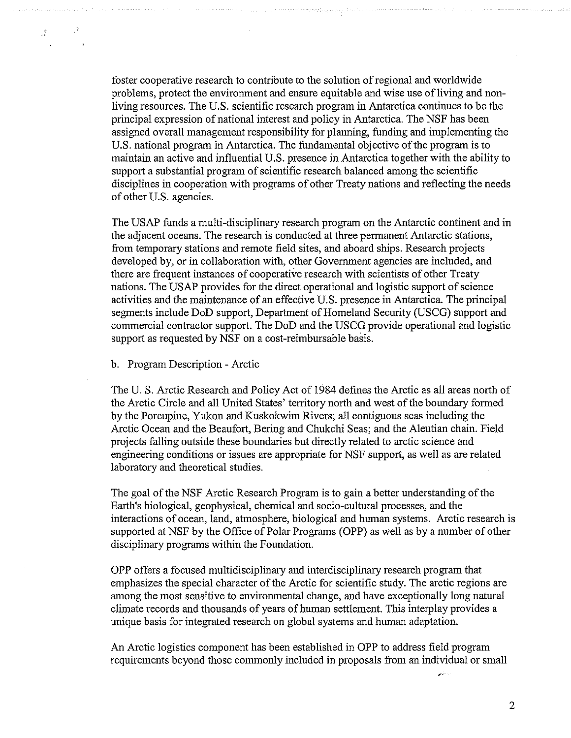foster cooperative research to contribute to the solution of regional and worldwide problems, protect the environment and ensure equitable and wise use of living and non-living resources. The U.S. scientific research program in Antarctica continues to be the principal expression of national interest and policy in Antarctica. The NSF has been assigned overall management responsibility for planning, funding and implementing the U.S. national program in Antarctica. The fundamental objective of the program is to maintain an active and influential U.S. presence in Antarctica together with the ability to support a substantial program of scientific research balanced among the scientific disciplines in cooperation with programs of other Treaty nations and reflecting the needs of other U.S. agencies.

The USAP funds a multi-disciplinary research program on the Antarctic continent and in the adjacent oceans. The research is conducted at three permanent Antarctic stations, from temporary stations and remote field sites, and aboard ships. Research projects developed by, or in collaboration with, other Government agencies are included, and there are frequent instances of cooperative research with scientists of other Treaty nations. The USAP provides for the direct operational and logistic support of science activities and the maintenance of an effective U.S. presence in Antarctica. The principal segments include DoD support, Department of Homeland Security (USCG) support and commercial contractor support. The DoD and the USCG provide operational and logistic support as requested by NSF on a cost-reimbursable basis.

b. Program Description - Arctic

The U. S. Arctic Research and Policy Act of 1984 defines the Arctic as all areas north of the Arctic Circle and all United States' territory north and west of the boundary formed by the Porcupine, Yukon and Kuskokwim Rivers; all contiguous seas including the Arctic Ocean and the Beaufort, Bering and Chukchi Seas; and the Aleutian chain. Field projects falling outside these boundaries but directly related to arctic science and engineering conditions or issues are appropriate for NSF support, as well as are related laboratory and theoretical studies.

The goal of the NSF Arctic Research Program is to gain a better understanding of the Earth's biological, geophysical, chemical and socio-cultural processes, and the interactions of ocean, land, atmosphere, biological and human systems. Arctic research is supported at NSF by the Office of Polar Programs (OPP) as well as by a number of other disciplinary programs within the Foundation.

OPP offers a focused multidisciplinary and interdisciplinary research program that emphasizes the special character of the Arctic for scientific study. The arctic regions are among the most sensitive to environmental change, and have exceptionally long natural climate records and thousands of years of human settlement. This interplay provides a unique basis for integrated research on global systems and human adaptation.

An Arctic logistics component has been established in OPP to address field program requirements beyond those commonly included in proposals from an individual or small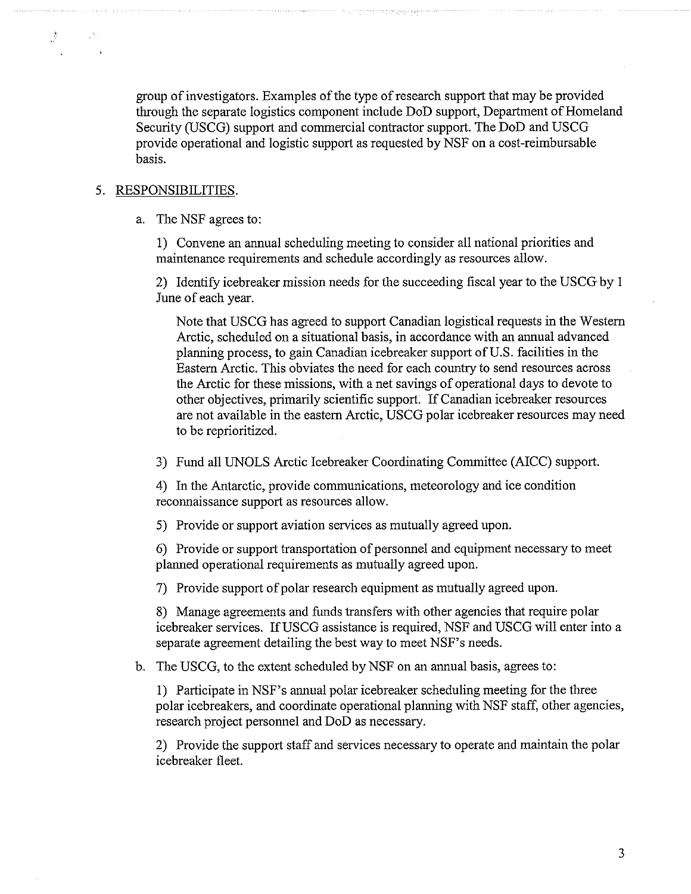group of investigators. Examples of the type of research support that may be provided through the separate logistics component include DoD support, Department of Homeland Security (USCG) support and commercial contractor support. The DoD and USCG provide operational and logistic support as requested by NSF on a cost-reimbursable basis.

5. RESPONSIBILITIES.

   a. The NSF agrees to:

      1) Convene an annual scheduling meeting to consider all national priorities and maintenance requirements and schedule accordingly as resources allow.

      2) Identify icebreaker mission needs for the succeeding fiscal year to the USCG by 1 June of each year.

         Note that USCG has agreed to support Canadian logistical requests in the Western Arctic, scheduled on a situational basis, in accordance with an annual advanced planning process, to gain Canadian icebreaker support of U.S. facilities in the Eastern Arctic. This obviates the need for each country to send resources across the Arctic for these missions, with a net savings of operational days to devote to other objectives, primarily scientific support. If Canadian icebreaker resources are not available in the eastern Arctic, USCG polar icebreaker resources may need to be reprioritized.

      3) Fund all UNOLS Arctic Icebreaker Coordinating Committee (AICC) support.

      4) In the Antarctic, provide communications, meteorology and ice condition reconnaissance support as resources allow.

      5) Provide or support aviation services as mutually agreed upon.

      6) Provide or support transportation of personnel and equipment necessary to meet planned operational requirements as mutually agreed upon.

      7) Provide support of polar research equipment as mutually agreed upon.

      8) Manage agreements and funds transfers with other agencies that require polar icebreaker services. If USCG assistance is required, NSF and USCG will enter into a separate agreement detailing the best way to meet NSF's needs.

   b. The USCG, to the extent scheduled by NSF on an annual basis, agrees to:

      1) Participate in NSF's annual polar icebreaker scheduling meeting for the three polar icebreakers, and coordinate operational planning with NSF staff, other agencies, research project personnel and DoD as necessary.

      2) Provide the support staff and services necessary to operate and maintain the polar icebreaker fleet.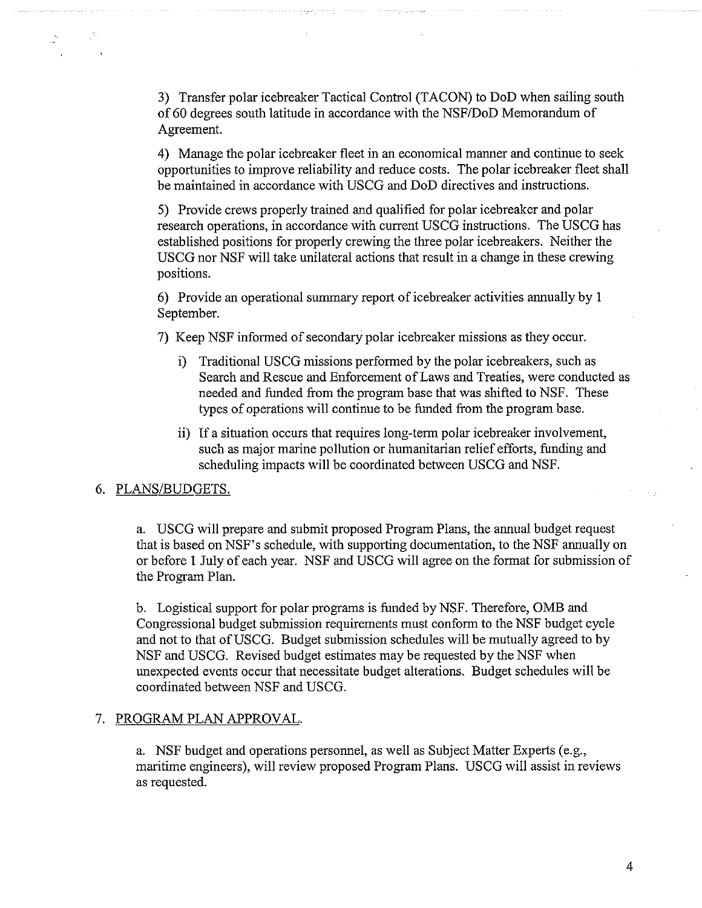3) Transfer polar icebreaker Tactical Control (TACON) to DoD when sailing south of 60 degrees south latitude in accordance with the NSF/DoD Memorandum of Agreement.

4) Manage the polar icebreaker fleet in an economical manner and continue to seek opportunities to improve reliability and reduce costs. The polar icebreaker fleet shall be maintained in accordance with USCG and DoD directives and instructions.

5) Provide crews properly trained and qualified for polar icebreaker and polar research operations, in accordance with current USCG instructions. The USCG has established positions for properly crewing the three polar icebreakers. Neither the USCG nor NSF will take unilateral actions that result in a change in these crewing positions.

6) Provide an operational summary report of icebreaker activities annually by 1 September.

7) Keep NSF informed of secondary polar icebreaker missions as they occur.

   i) Traditional USCG missions performed by the polar icebreakers, such as Search and Rescue and Enforcement of Laws and Treaties, were conducted as needed and funded from the program base that was shifted to NSF. These types of operations will continue to be funded from the program base.

   ii) If a situation occurs that requires long-term polar icebreaker involvement, such as major marine pollution or humanitarian relief efforts, funding and scheduling impacts will be coordinated between USCG and NSF.

6. PLANS/BUDGETS.

a. USCG will prepare and submit proposed Program Plans, the annual budget request that is based on NSF's schedule, with supporting documentation, to the NSF annually on or before 1 July of each year. NSF and USCG will agree on the format for submission of the Program Plan.

b. Logistical support for polar programs is funded by NSF. Therefore, OMB and Congressional budget submission requirements must conform to the NSF budget cycle and not to that of USCG. Budget submission schedules will be mutually agreed to by NSF and USCG. Revised budget estimates may be requested by the NSF when unexpected events occur that necessitate budget alterations. Budget schedules will be coordinated between NSF and USCG.

7. PROGRAM PLAN APPROVAL.

a. NSF budget and operations personnel, as well as Subject Matter Experts (e.g., maritime engineers), will review proposed Program Plans. USCG will assist in reviews as requested.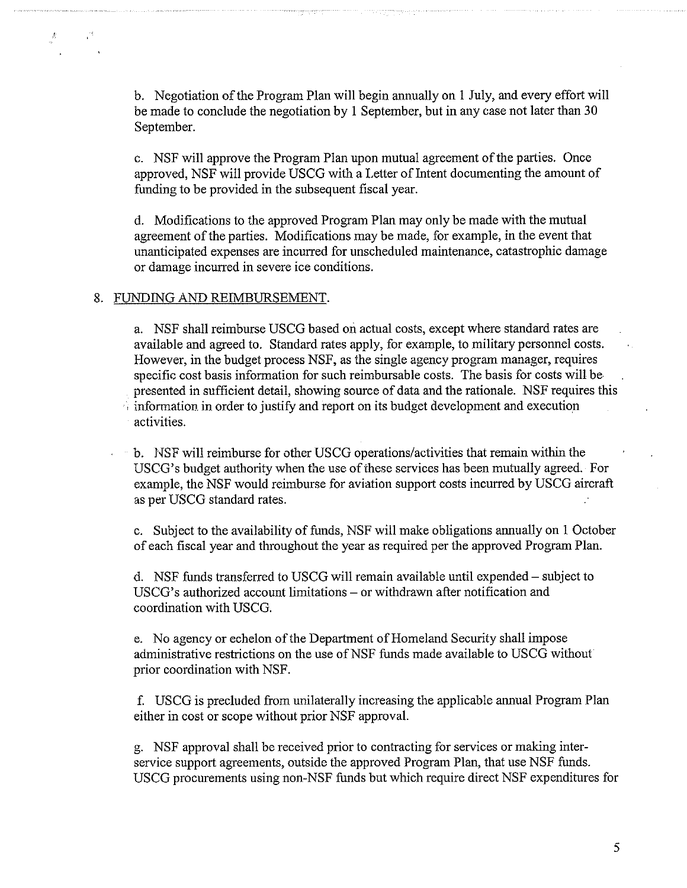b. Negotiation of the Program Plan will begin annually on 1 July, and every effort will be made to conclude the negotiation by 1 September, but in any case not later than 30 September.

c. NSF will approve the Program Plan upon mutual agreement of the parties. Once approved, NSF will provide USCG with a Letter of Intent documenting the amount of funding to be provided in the subsequent fiscal year.

d. Modifications to the approved Program Plan may only be made with the mutual agreement of the parties. Modifications may be made, for example, in the event that unanticipated expenses are incurred for unscheduled maintenance, catastrophic damage or damage incurred in severe ice conditions.

8. <u>FUNDING AND REIMBURSEMENT</u>.

a. NSF shall reimburse USCG based on actual costs, except where standard rates are available and agreed to. Standard rates apply, for example, to military personnel costs. However, in the budget process NSF, as the single agency program manager, requires specific cost basis information for such reimbursable costs. The basis for costs will be presented in sufficient detail, showing source of data and the rationale. NSF requires this information in order to justify and report on its budget development and execution activities.

b. NSF will reimburse for other USCG operations/activities that remain within the USCG's budget authority when the use of these services has been mutually agreed. For example, the NSF would reimburse for aviation support costs incurred by USCG aircraft as per USCG standard rates.

c. Subject to the availability of funds, NSF will make obligations annually on 1 October of each fiscal year and throughout the year as required per the approved Program Plan.

d. NSF funds transferred to USCG will remain available until expended – subject to USCG's authorized account limitations – or withdrawn after notification and coordination with USCG.

e. No agency or echelon of the Department of Homeland Security shall impose administrative restrictions on the use of NSF funds made available to USCG without prior coordination with NSF.

f. USCG is precluded from unilaterally increasing the applicable annual Program Plan either in cost or scope without prior NSF approval.

g. NSF approval shall be received prior to contracting for services or making inter-service support agreements, outside the approved Program Plan, that use NSF funds. USCG procurements using non-NSF funds but which require direct NSF expenditures for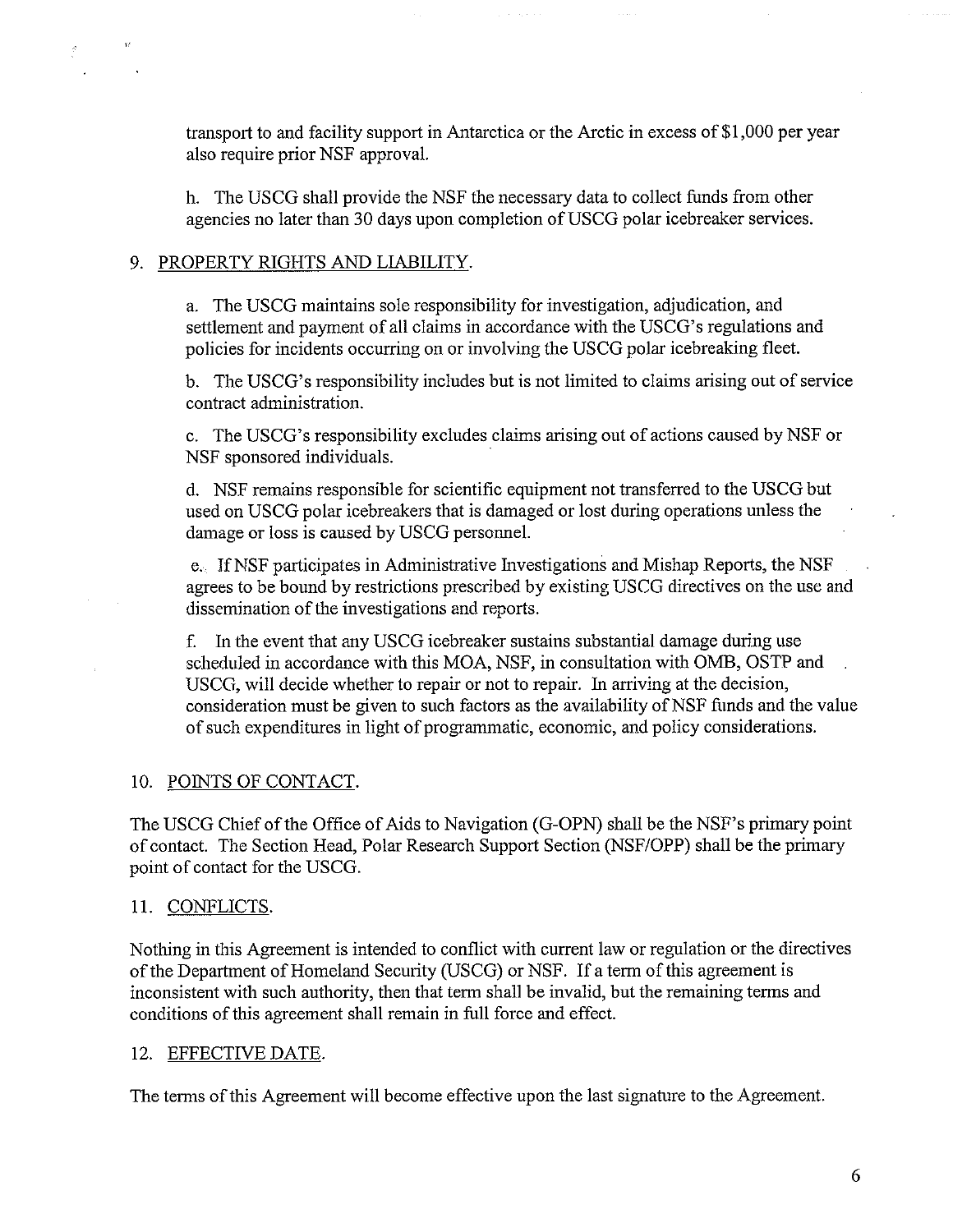transport to and facility support in Antarctica or the Arctic in excess of $1,000 per year also require prior NSF approval.

h. The USCG shall provide the NSF the necessary data to collect funds from other agencies no later than 30 days upon completion of USCG polar icebreaker services.

9. PROPERTY RIGHTS AND LIABILITY.

a. The USCG maintains sole responsibility for investigation, adjudication, and settlement and payment of all claims in accordance with the USCG's regulations and policies for incidents occurring on or involving the USCG polar icebreaking fleet.

b. The USCG's responsibility includes but is not limited to claims arising out of service contract administration.

c. The USCG's responsibility excludes claims arising out of actions caused by NSF or NSF sponsored individuals.

d. NSF remains responsible for scientific equipment not transferred to the USCG but used on USCG polar icebreakers that is damaged or lost during operations unless the damage or loss is caused by USCG personnel.

e. If NSF participates in Administrative Investigations and Mishap Reports, the NSF agrees to be bound by restrictions prescribed by existing USCG directives on the use and dissemination of the investigations and reports.

f. In the event that any USCG icebreaker sustains substantial damage during use scheduled in accordance with this MOA, NSF, in consultation with OMB, OSTP and USCG, will decide whether to repair or not to repair. In arriving at the decision, consideration must be given to such factors as the availability of NSF funds and the value of such expenditures in light of programmatic, economic, and policy considerations.

10. POINTS OF CONTACT.

The USCG Chief of the Office of Aids to Navigation (G-OPN) shall be the NSF's primary point of contact. The Section Head, Polar Research Support Section (NSF/OPP) shall be the primary point of contact for the USCG.

11. CONFLICTS.

Nothing in this Agreement is intended to conflict with current law or regulation or the directives of the Department of Homeland Security (USCG) or NSF. If a term of this agreement is inconsistent with such authority, then that term shall be invalid, but the remaining terms and conditions of this agreement shall remain in full force and effect.

12. EFFECTIVE DATE.

The terms of this Agreement will become effective upon the last signature to the Agreement.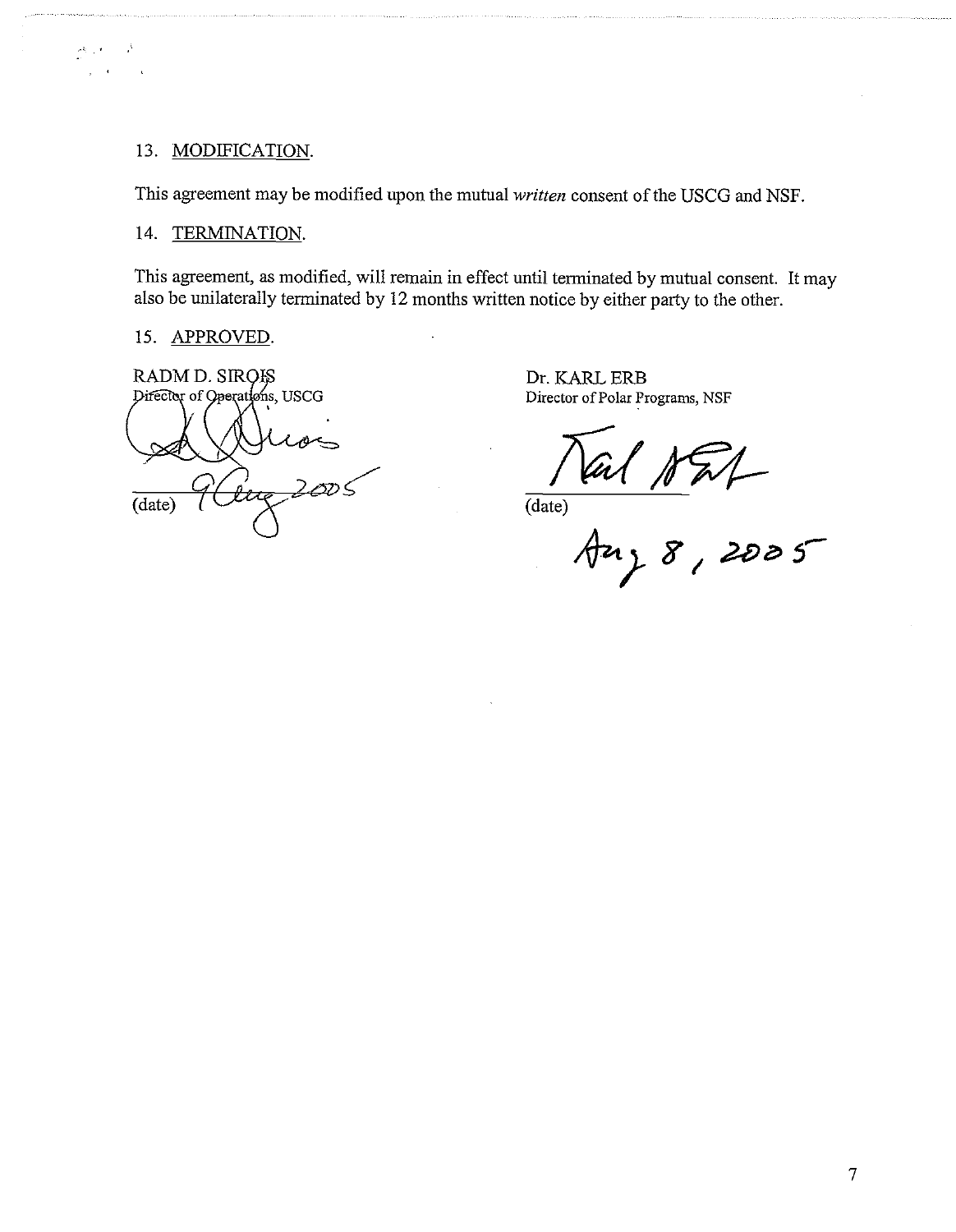## 13. MODIFICATION.

This agreement may be modified upon the mutual *written* consent of the USCG and NSF.

## 14. TERMINATION.

This agreement, as modified, will remain in effect until terminated by mutual consent. It may also be unilaterally terminated by 12 months written notice by either party to the other.

## 15. APPROVED.

RADM D. SIROIS
Director of Operations, USCG

(date) 9 Aug 2005

Dr. KARL ERB
Director of Polar Programs, NSF

(date)

Aug 8, 2005